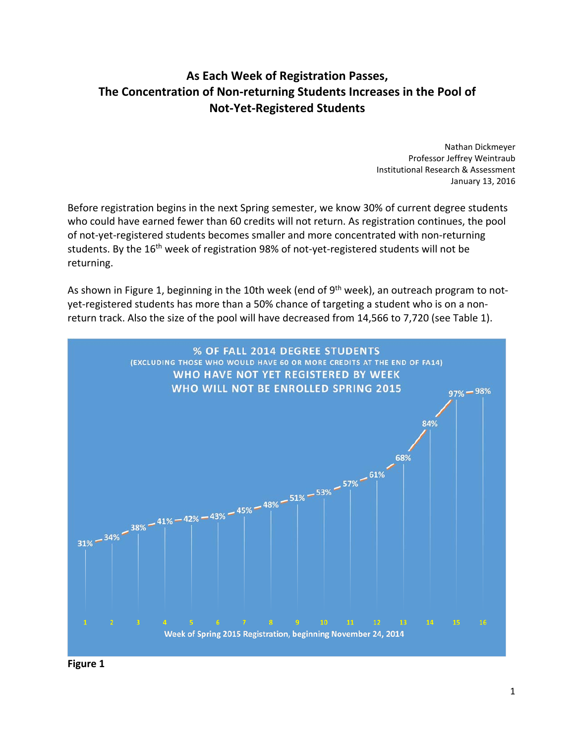# As Each Week of Registration Passes, The Concentration of Non-returning Students Increases in the Pool of Not-Yet-Registered Students

Nathan Dickmeyer
Professor Jeffrey Weintraub
Institutional Research & Assessment
January 13, 2016

Before registration begins in the next Spring semester, we know 30% of current degree students who could have earned fewer than 60 credits will not return. As registration continues, the pool of not-yet-registered students becomes smaller and more concentrated with non-returning students. By the 16th week of registration 98% of not-yet-registered students will not be returning.

As shown in Figure 1, beginning in the 10th week (end of 9th week), an outreach program to not-yet-registered students has more than a 50% chance of targeting a student who is on a non-return track. Also the size of the pool will have decreased from 14,566 to 7,720 (see Table 1).

**% OF FALL 2014 DEGREE STUDENTS (EXCLUDING THOSE WHO WOULD HAVE 60 OR MORE CREDITS AT THE END OF FA14) WHO HAVE NOT YET REGISTERED BY WEEK WHO WILL NOT BE ENROLLED SPRING 2015**

| Week of Spring 2015 Registration, beginning November 24, 2014 | % |
|---|---|
| 1 | 31% |
| 2 | 34% |
| 3 | 38% |
| 4 | 41% |
| 5 | 42% |
| 6 | 43% |
| 7 | 45% |
| 8 | 48% |
| 9 | 51% |
| 10 | 53% |
| 11 | 57% |
| 12 | 61% |
| 13 | 68% |
| 14 | 84% |
| 15 | 97% |
| 16 | 98% |

**Figure 1**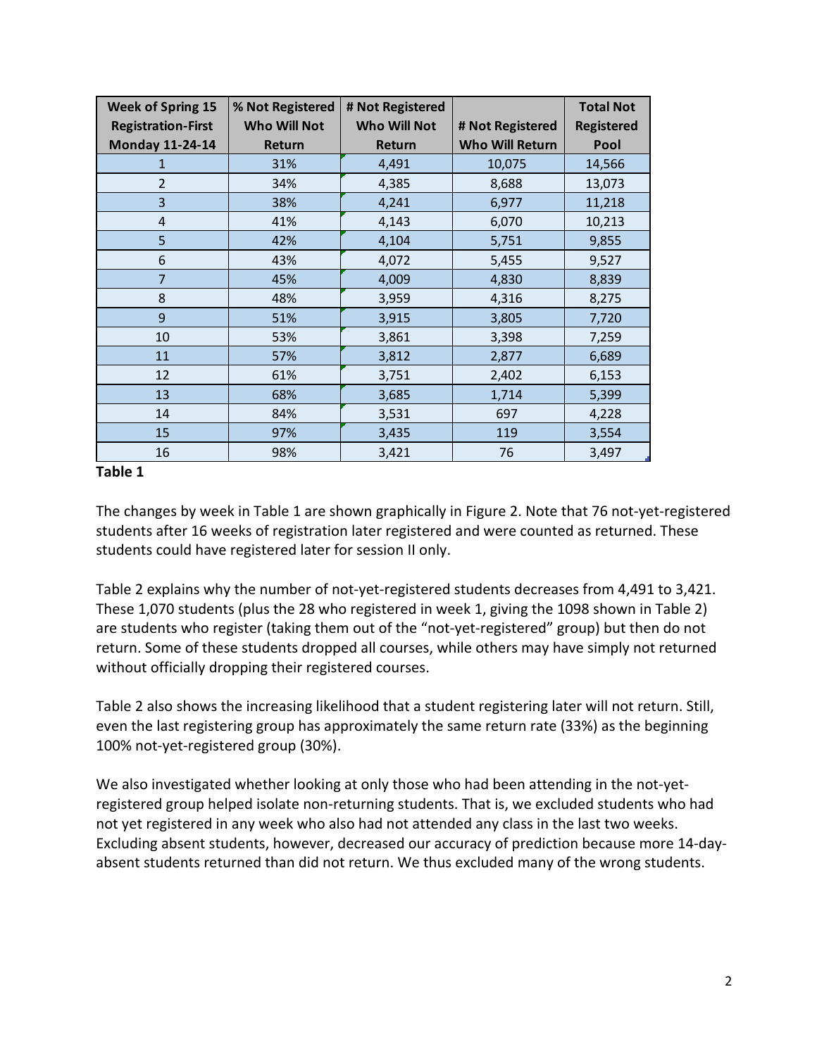| Week of Spring 15 Registration-First Monday 11-24-14 | % Not Registered Who Will Not Return | # Not Registered Who Will Not Return | # Not Registered Who Will Return | Total Not Registered Pool |
|---|---|---|---|---|
| 1 | 31% | 4,491 | 10,075 | 14,566 |
| 2 | 34% | 4,385 | 8,688 | 13,073 |
| 3 | 38% | 4,241 | 6,977 | 11,218 |
| 4 | 41% | 4,143 | 6,070 | 10,213 |
| 5 | 42% | 4,104 | 5,751 | 9,855 |
| 6 | 43% | 4,072 | 5,455 | 9,527 |
| 7 | 45% | 4,009 | 4,830 | 8,839 |
| 8 | 48% | 3,959 | 4,316 | 8,275 |
| 9 | 51% | 3,915 | 3,805 | 7,720 |
| 10 | 53% | 3,861 | 3,398 | 7,259 |
| 11 | 57% | 3,812 | 2,877 | 6,689 |
| 12 | 61% | 3,751 | 2,402 | 6,153 |
| 13 | 68% | 3,685 | 1,714 | 5,399 |
| 14 | 84% | 3,531 | 697 | 4,228 |
| 15 | 97% | 3,435 | 119 | 3,554 |
| 16 | 98% | 3,421 | 76 | 3,497 |

**Table 1**

The changes by week in Table 1 are shown graphically in Figure 2. Note that 76 not-yet-registered students after 16 weeks of registration later registered and were counted as returned. These students could have registered later for session II only.

Table 2 explains why the number of not-yet-registered students decreases from 4,491 to 3,421. These 1,070 students (plus the 28 who registered in week 1, giving the 1098 shown in Table 2) are students who register (taking them out of the "not-yet-registered" group) but then do not return. Some of these students dropped all courses, while others may have simply not returned without officially dropping their registered courses.

Table 2 also shows the increasing likelihood that a student registering later will not return. Still, even the last registering group has approximately the same return rate (33%) as the beginning 100% not-yet-registered group (30%).

We also investigated whether looking at only those who had been attending in the not-yet-registered group helped isolate non-returning students. That is, we excluded students who had not yet registered in any week who also had not attended any class in the last two weeks. Excluding absent students, however, decreased our accuracy of prediction because more 14-day-absent students returned than did not return. We thus excluded many of the wrong students.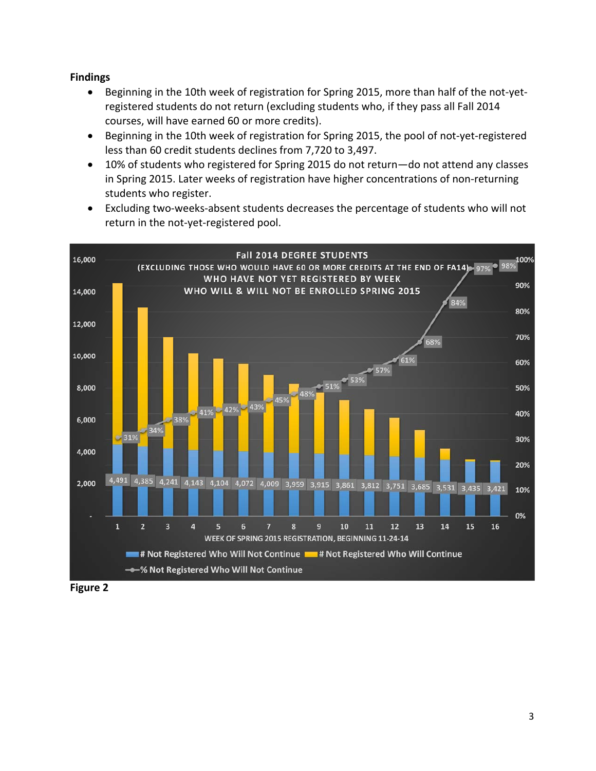**Findings**

- Beginning in the 10th week of registration for Spring 2015, more than half of the not-yet-registered students do not return (excluding students who, if they pass all Fall 2014 courses, will have earned 60 or more credits).
- Beginning in the 10th week of registration for Spring 2015, the pool of not-yet-registered less than 60 credit students declines from 7,720 to 3,497.
- 10% of students who registered for Spring 2015 do not return—do not attend any classes in Spring 2015. Later weeks of registration have higher concentrations of non-returning students who register.
- Excluding two-weeks-absent students decreases the percentage of students who will not return in the not-yet-registered pool.

**Fall 2014 DEGREE STUDENTS (EXCLUDING THOSE WHO WOULD HAVE 60 OR MORE CREDITS AT THE END OF FA14) WHO HAVE NOT YET REGISTERED BY WEEK WHO WILL & WILL NOT BE ENROLLED SPRING 2015**

| Week of Spring 2015 Registration, beginning 11-24-14 | # Not Registered Who Will Not Continue | % Not Registered Who Will Not Continue |
|---|---|---|
| 1 | 4,491 | 31% |
| 2 | 4,385 | 34% |
| 3 | 4,241 | 38% |
| 4 | 4,143 | 41% |
| 5 | 4,104 | 42% |
| 6 | 4,072 | 43% |
| 7 | 4,009 | 45% |
| 8 | 3,959 | 48% |
| 9 | 3,915 | 51% |
| 10 | 3,861 | 53% |
| 11 | 3,812 | 57% |
| 12 | 3,751 | 61% |
| 13 | 3,685 | 68% |
| 14 | 3,531 | 84% |
| 15 | 3,435 | 97% |
| 16 | 3,421 | 98% |

Legend: # Not Registered Who Will Not Continue; # Not Registered Who Will Continue; % Not Registered Who Will Not Continue

**Figure 2**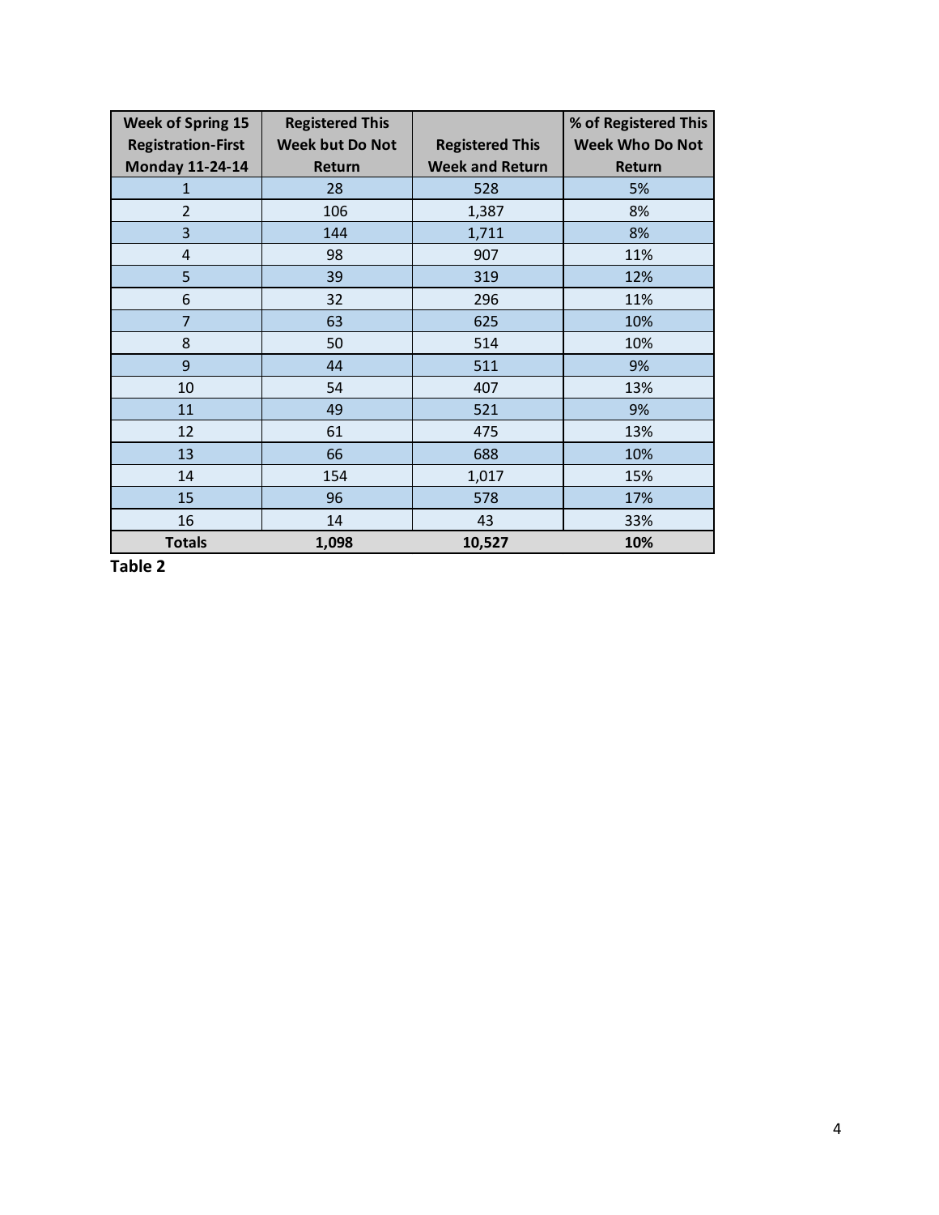| Week of Spring 15 Registration-First Monday 11-24-14 | Registered This Week but Do Not Return | Registered This Week and Return | % of Registered This Week Who Do Not Return |
|---|---|---|---|
| 1 | 28 | 528 | 5% |
| 2 | 106 | 1,387 | 8% |
| 3 | 144 | 1,711 | 8% |
| 4 | 98 | 907 | 11% |
| 5 | 39 | 319 | 12% |
| 6 | 32 | 296 | 11% |
| 7 | 63 | 625 | 10% |
| 8 | 50 | 514 | 10% |
| 9 | 44 | 511 | 9% |
| 10 | 54 | 407 | 13% |
| 11 | 49 | 521 | 9% |
| 12 | 61 | 475 | 13% |
| 13 | 66 | 688 | 10% |
| 14 | 154 | 1,017 | 15% |
| 15 | 96 | 578 | 17% |
| 16 | 14 | 43 | 33% |
| **Totals** | **1,098** | **10,527** | **10%** |

**Table 2**